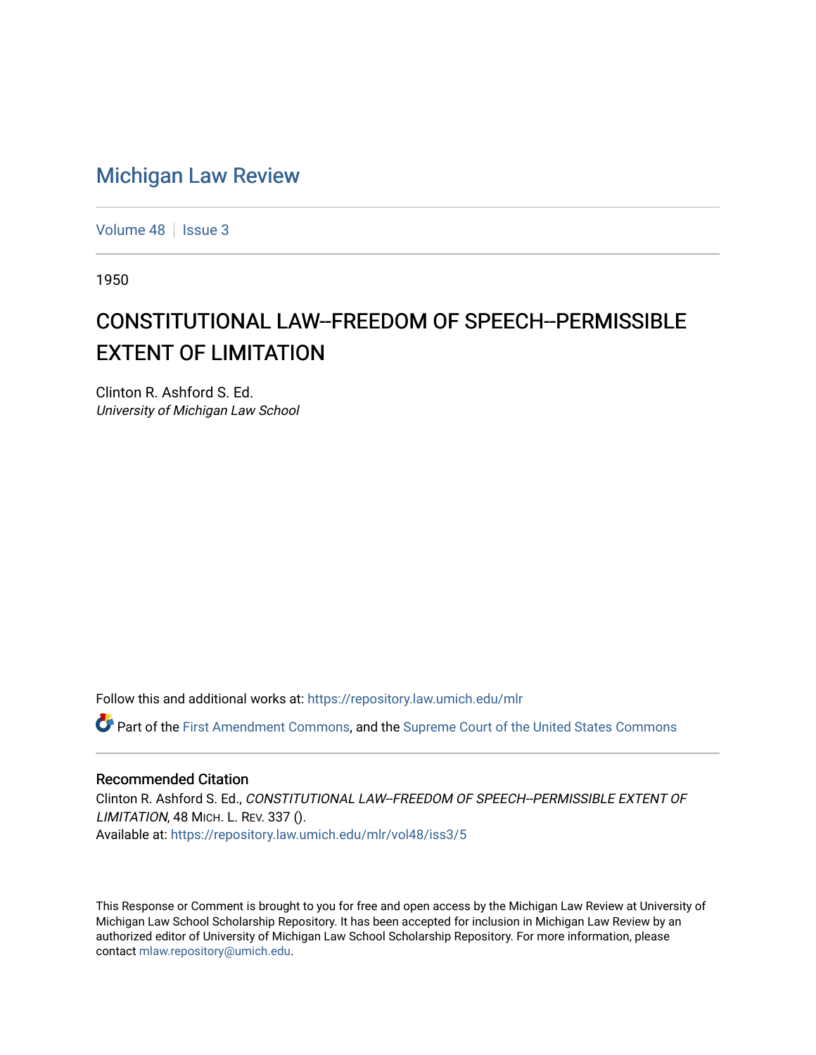# Michigan Law Review

Volume 48 | Issue 3

1950

## CONSTITUTIONAL LAW--FREEDOM OF SPEECH--PERMISSIBLE EXTENT OF LIMITATION

Clinton R. Ashford S. Ed.
*University of Michigan Law School*

Follow this and additional works at: https://repository.law.umich.edu/mlr

Part of the First Amendment Commons, and the Supreme Court of the United States Commons

### Recommended Citation

Clinton R. Ashford S. Ed., *CONSTITUTIONAL LAW--FREEDOM OF SPEECH--PERMISSIBLE EXTENT OF LIMITATION*, 48 MICH. L. REV. 337 ().
Available at: https://repository.law.umich.edu/mlr/vol48/iss3/5

This Response or Comment is brought to you for free and open access by the Michigan Law Review at University of Michigan Law School Scholarship Repository. It has been accepted for inclusion in Michigan Law Review by an authorized editor of University of Michigan Law School Scholarship Repository. For more information, please contact mlaw.repository@umich.edu.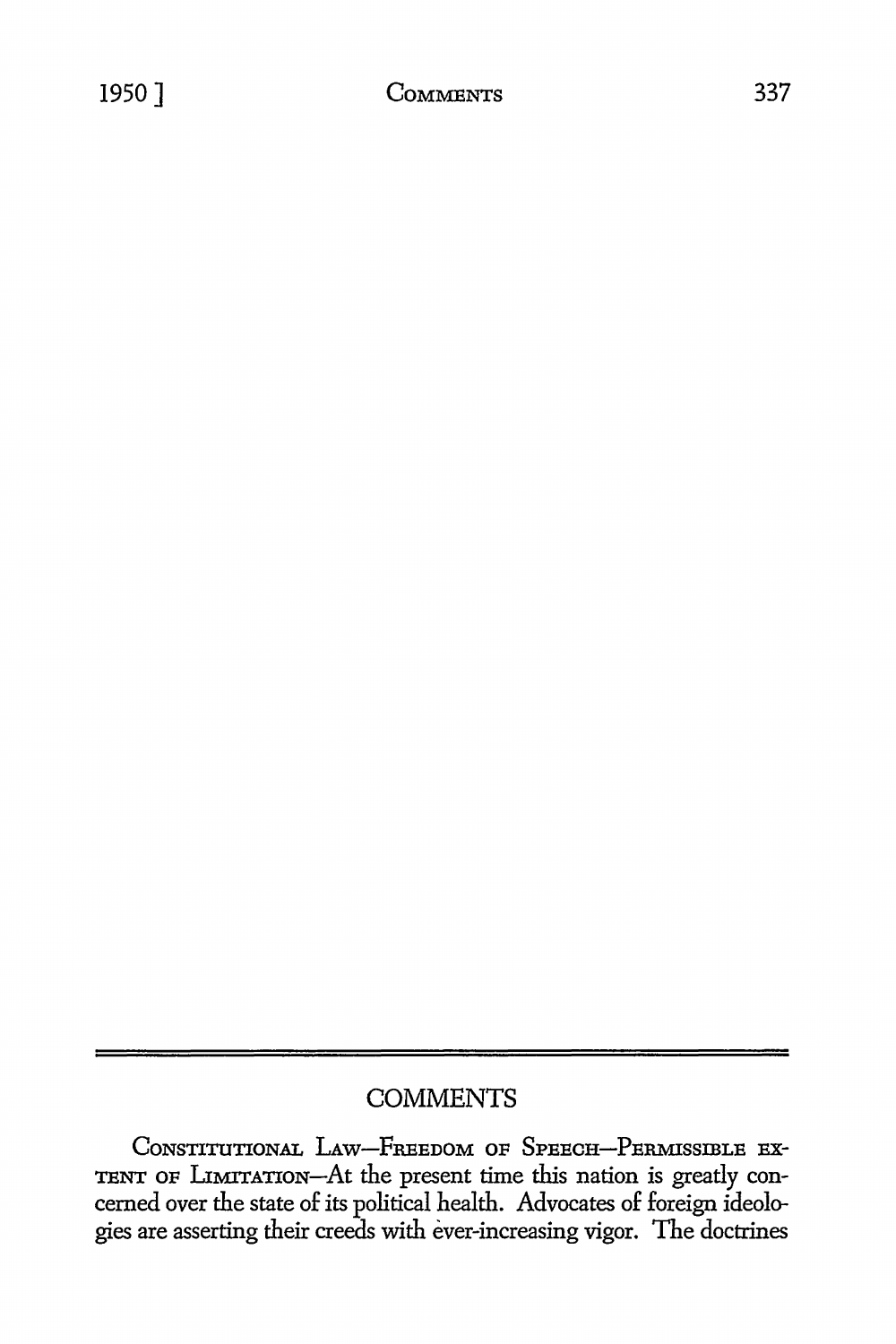# COMMENTS

CONSTITUTIONAL LAW—FREEDOM OF SPEECH—PERMISSIBLE EXTENT OF LIMITATION—At the present time this nation is greatly concerned over the state of its political health. Advocates of foreign ideologies are asserting their creeds with ever-increasing vigor. The doctrines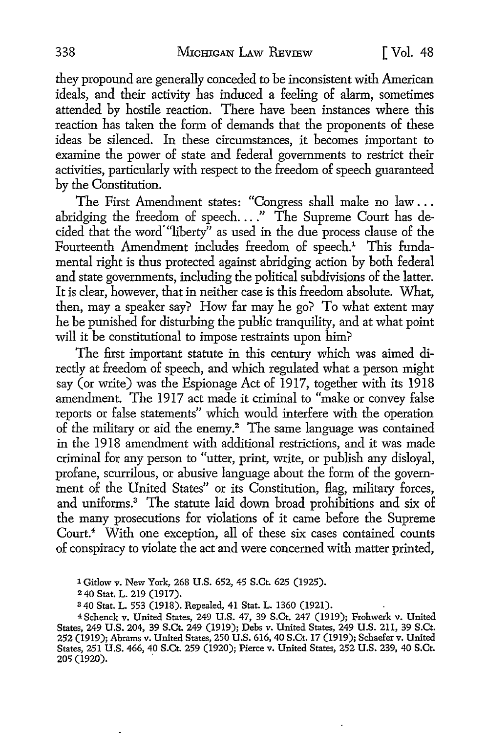they propound are generally conceded to be inconsistent with American ideals, and their activity has induced a feeling of alarm, sometimes attended by hostile reaction. There have been instances where this reaction has taken the form of demands that the proponents of these ideas be silenced. In these circumstances, it becomes important to examine the power of state and federal governments to restrict their activities, particularly with respect to the freedom of speech guaranteed by the Constitution.

The First Amendment states: "Congress shall make no law . . . abridging the freedom of speech. . . ." The Supreme Court has decided that the word "liberty" as used in the due process clause of the Fourteenth Amendment includes freedom of speech.[1] This fundamental right is thus protected against abridging action by both federal and state governments, including the political subdivisions of the latter. It is clear, however, that in neither case is this freedom absolute. What, then, may a speaker say? How far may he go? To what extent may he be punished for disturbing the public tranquility, and at what point will it be constitutional to impose restraints upon him?

The first important statute in this century which was aimed directly at freedom of speech, and which regulated what a person might say (or write) was the Espionage Act of 1917, together with its 1918 amendment. The 1917 act made it criminal to "make or convey false reports or false statements" which would interfere with the operation of the military or aid the enemy.[2] The same language was contained in the 1918 amendment with additional restrictions, and it was made criminal for any person to "utter, print, write, or publish any disloyal, profane, scurrilous, or abusive language about the form of the government of the United States" or its Constitution, flag, military forces, and uniforms.[3] The statute laid down broad prohibitions and six of the many prosecutions for violations of it came before the Supreme Court.[4] With one exception, all of these six cases contained counts of conspiracy to violate the act and were concerned with matter printed,

---

[1] Gitlow v. New York, 268 U.S. 652, 45 S.Ct. 625 (1925).

[2] 40 Stat. L. 219 (1917).

[3] 40 Stat. L. 553 (1918). Repealed, 41 Stat. L. 1360 (1921).

[4] Schenck v. United States, 249 U.S. 47, 39 S.Ct. 247 (1919); Frohwerk v. United States, 249 U.S. 204, 39 S.Ct. 249 (1919); Debs v. United States, 249 U.S. 211, 39 S.Ct. 252 (1919); Abrams v. United States, 250 U.S. 616, 40 S.Ct. 17 (1919); Schaefer v. United States, 251 U.S. 466, 40 S.Ct. 259 (1920); Pierce v. United States, 252 U.S. 239, 40 S.Ct. 205 (1920).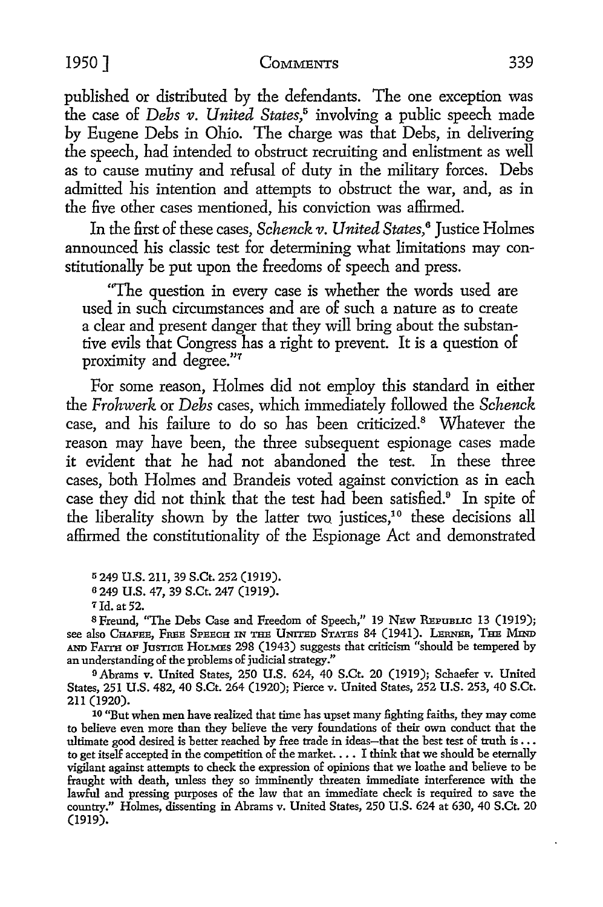published or distributed by the defendants. The one exception was the case of *Debs v. United States*,[5] involving a public speech made by Eugene Debs in Ohio. The charge was that Debs, in delivering the speech, had intended to obstruct recruiting and enlistment as well as to cause mutiny and refusal of duty in the military forces. Debs admitted his intention and attempts to obstruct the war, and, as in the five other cases mentioned, his conviction was affirmed.

In the first of these cases, *Schenck v. United States*,[6] Justice Holmes announced his classic test for determining what limitations may constitutionally be put upon the freedoms of speech and press.

> "The question in every case is whether the words used are used in such circumstances and are of such a nature as to create a clear and present danger that they will bring about the substantive evils that Congress has a right to prevent. It is a question of proximity and degree."[7]

For some reason, Holmes did not employ this standard in either the *Frohwerk* or *Debs* cases, which immediately followed the *Schenck* case, and his failure to do so has been criticized.[8] Whatever the reason may have been, the three subsequent espionage cases made it evident that he had not abandoned the test. In these three cases, both Holmes and Brandeis voted against conviction as in each case they did not think that the test had been satisfied.[9] In spite of the liberality shown by the latter two justices,[10] these decisions all affirmed the constitutionality of the Espionage Act and demonstrated

---

[5] 249 U.S. 211, 39 S.Ct. 252 (1919).

[6] 249 U.S. 47, 39 S.Ct. 247 (1919).

[7] Id. at 52.

[8] Freund, "The Debs Case and Freedom of Speech," 19 NEW REPUBLIC 13 (1919); see also CHAFEE, FREE SPEECH IN THE UNITED STATES 84 (1941). LERNER, THE MIND AND FAITH OF JUSTICE HOLMES 298 (1943) suggests that criticism "should be tempered by an understanding of the problems of judicial strategy."

[9] Abrams v. United States, 250 U.S. 624, 40 S.Ct. 20 (1919); Schaefer v. United States, 251 U.S. 482, 40 S.Ct. 264 (1920); Pierce v. United States, 252 U.S. 253, 40 S.Ct. 211 (1920).

[10] "But when men have realized that time has upset many fighting faiths, they may come to believe even more than they believe the very foundations of their own conduct that the ultimate good desired is better reached by free trade in ideas—that the best test of truth is . . . to get itself accepted in the competition of the market. . . . I think that we should be eternally vigilant against attempts to check the expression of opinions that we loathe and believe to be fraught with death, unless they so imminently threaten immediate interference with the lawful and pressing purposes of the law that an immediate check is required to save the country." Holmes, dissenting in Abrams v. United States, 250 U.S. 624 at 630, 40 S.Ct. 20 (1919).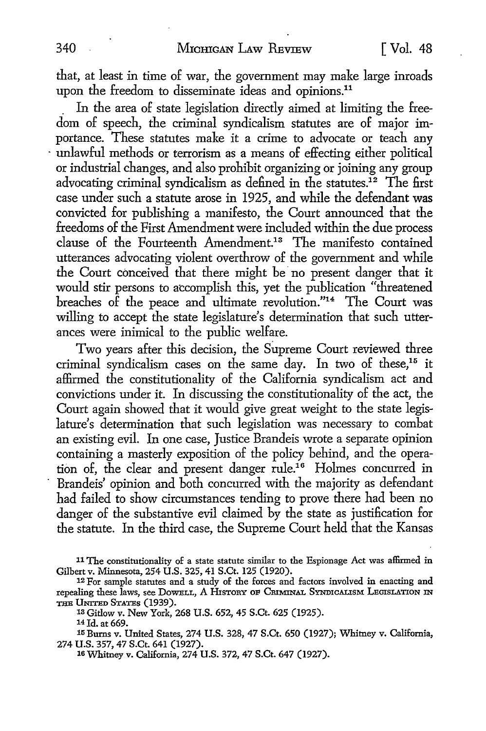that, at least in time of war, the government may make large inroads upon the freedom to disseminate ideas and opinions.[11]

In the area of state legislation directly aimed at limiting the freedom of speech, the criminal syndicalism statutes are of major importance. These statutes make it a crime to advocate or teach any unlawful methods or terrorism as a means of effecting either political or industrial changes, and also prohibit organizing or joining any group advocating criminal syndicalism as defined in the statutes.[12] The first case under such a statute arose in 1925, and while the defendant was convicted for publishing a manifesto, the Court announced that the freedoms of the First Amendment were included within the due process clause of the Fourteenth Amendment.[13] The manifesto contained utterances advocating violent overthrow of the government and while the Court conceived that there might be no present danger that it would stir persons to accomplish this, yet the publication "threatened breaches of the peace and ultimate revolution."[14] The Court was willing to accept the state legislature's determination that such utterances were inimical to the public welfare.

Two years after this decision, the Supreme Court reviewed three criminal syndicalism cases on the same day. In two of these,[15] it affirmed the constitutionality of the California syndicalism act and convictions under it. In discussing the constitutionality of the act, the Court again showed that it would give great weight to the state legislature's determination that such legislation was necessary to combat an existing evil. In one case, Justice Brandeis wrote a separate opinion containing a masterly exposition of the policy behind, and the operation of, the clear and present danger rule.[16] Holmes concurred in Brandeis' opinion and both concurred with the majority as defendant had failed to show circumstances tending to prove there had been no danger of the substantive evil claimed by the state as justification for the statute. In the third case, the Supreme Court held that the Kansas

---

[11] The constitutionality of a state statute similar to the Espionage Act was affirmed in Gilbert v. Minnesota, 254 U.S. 325, 41 S.Ct. 125 (1920).

[12] For sample statutes and a study of the forces and factors involved in enacting and repealing these laws, see DOWELL, A HISTORY OF CRIMINAL SYNDICALISM LEGISLATION IN THE UNITED STATES (1939).

[13] Gitlow v. New York, 268 U.S. 652, 45 S.Ct. 625 (1925).

[14] Id. at 669.

[15] Burns v. United States, 274 U.S. 328, 47 S.Ct. 650 (1927); Whitney v. California, 274 U.S. 357, 47 S.Ct. 641 (1927).

[16] Whitney v. California, 274 U.S. 372, 47 S.Ct. 647 (1927).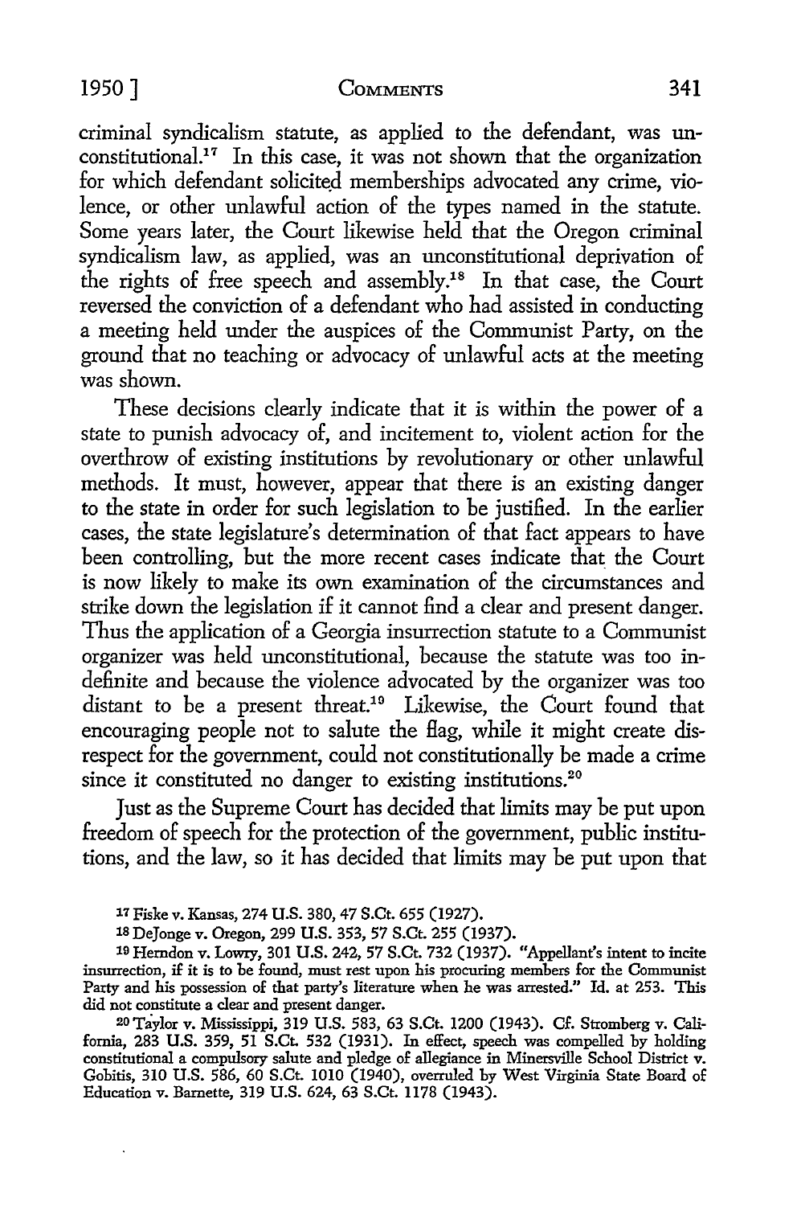criminal syndicalism statute, as applied to the defendant, was unconstitutional.[17] In this case, it was not shown that the organization for which defendant solicited memberships advocated any crime, violence, or other unlawful action of the types named in the statute. Some years later, the Court likewise held that the Oregon criminal syndicalism law, as applied, was an unconstitutional deprivation of the rights of free speech and assembly.[18] In that case, the Court reversed the conviction of a defendant who had assisted in conducting a meeting held under the auspices of the Communist Party, on the ground that no teaching or advocacy of unlawful acts at the meeting was shown.

These decisions clearly indicate that it is within the power of a state to punish advocacy of, and incitement to, violent action for the overthrow of existing institutions by revolutionary or other unlawful methods. It must, however, appear that there is an existing danger to the state in order for such legislation to be justified. In the earlier cases, the state legislature's determination of that fact appears to have been controlling, but the more recent cases indicate that the Court is now likely to make its own examination of the circumstances and strike down the legislation if it cannot find a clear and present danger. Thus the application of a Georgia insurrection statute to a Communist organizer was held unconstitutional, because the statute was too indefinite and because the violence advocated by the organizer was too distant to be a present threat.[19] Likewise, the Court found that encouraging people not to salute the flag, while it might create disrespect for the government, could not constitutionally be made a crime since it constituted no danger to existing institutions.[20]

Just as the Supreme Court has decided that limits may be put upon freedom of speech for the protection of the government, public institutions, and the law, so it has decided that limits may be put upon that

---

[17] Fiske v. Kansas, 274 U.S. 380, 47 S.Ct. 655 (1927).

[18] DeJonge v. Oregon, 299 U.S. 353, 57 S.Ct. 255 (1937).

[19] Herndon v. Lowry, 301 U.S. 242, 57 S.Ct. 732 (1937). "Appellant's intent to incite insurrection, if it is to be found, must rest upon his procuring members for the Communist Party and his possession of that party's literature when he was arrested." Id. at 253. This did not constitute a clear and present danger.

[20] Taylor v. Mississippi, 319 U.S. 583, 63 S.Ct. 1200 (1943). Cf. Stromberg v. California, 283 U.S. 359, 51 S.Ct. 532 (1931). In effect, speech was compelled by holding constitutional a compulsory salute and pledge of allegiance in Minersville School District v. Gobitis, 310 U.S. 586, 60 S.Ct. 1010 (1940), overruled by West Virginia State Board of Education v. Barnette, 319 U.S. 624, 63 S.Ct. 1178 (1943).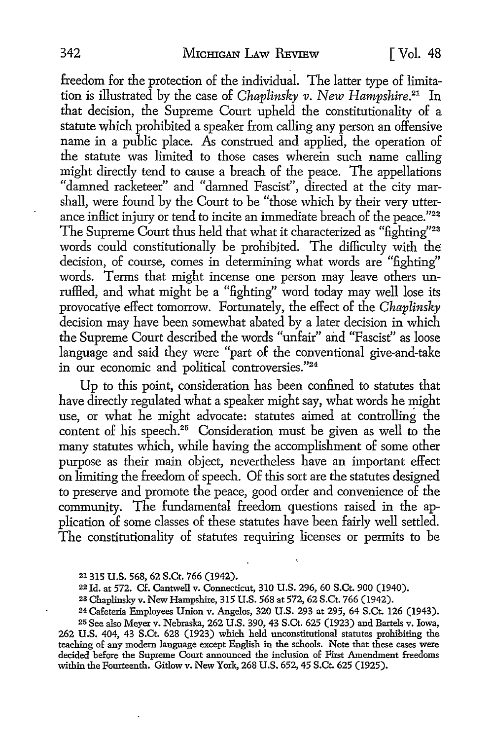freedom for the protection of the individual. The latter type of limitation is illustrated by the case of *Chaplinsky v. New Hampshire.*[21] In that decision, the Supreme Court upheld the constitutionality of a statute which prohibited a speaker from calling any person an offensive name in a public place. As construed and applied, the operation of the statute was limited to those cases wherein such name calling might directly tend to cause a breach of the peace. The appellations "damned racketeer" and "damned Fascist", directed at the city marshall, were found by the Court to be "those which by their very utterance inflict injury or tend to incite an immediate breach of the peace."[22] The Supreme Court thus held that what it characterized as "fighting"[23] words could constitutionally be prohibited. The difficulty with the decision, of course, comes in determining what words are "fighting" words. Terms that might incense one person may leave others unruffled, and what might be a "fighting" word today may well lose its provocative effect tomorrow. Fortunately, the effect of the *Chaplinsky* decision may have been somewhat abated by a later decision in which the Supreme Court described the words "unfair" and "Fascist" as loose language and said they were "part of the conventional give-and-take in our economic and political controversies."[24]

Up to this point, consideration has been confined to statutes that have directly regulated what a speaker might say, what words he might use, or what he might advocate: statutes aimed at controlling the content of his speech.[25] Consideration must be given as well to the many statutes which, while having the accomplishment of some other purpose as their main object, nevertheless have an important effect on limiting the freedom of speech. Of this sort are the statutes designed to preserve and promote the peace, good order and convenience of the community. The fundamental freedom questions raised in the application of some classes of these statutes have been fairly well settled. The constitutionality of statutes requiring licenses or permits to be

[21] 315 U.S. 568, 62 S.Ct. 766 (1942).

[22] Id. at 572. Cf. Cantwell v. Connecticut, 310 U.S. 296, 60 S.Ct. 900 (1940).

[23] Chaplinsky v. New Hampshire, 315 U.S. 568 at 572, 62 S.Ct. 766 (1942).

[24] Cafeteria Employees Union v. Angelos, 320 U.S. 293 at 295, 64 S.Ct. 126 (1943).

[25] See also Meyer v. Nebraska, 262 U.S. 390, 43 S.Ct. 625 (1923) and Bartels v. Iowa, 262 U.S. 404, 43 S.Ct. 628 (1923) which held unconstitutional statutes prohibiting the teaching of any modern language except English in the schools. Note that these cases were decided before the Supreme Court announced the inclusion of First Amendment freedoms within the Fourteenth. Gitlow v. New York, 268 U.S. 652, 45 S.Ct. 625 (1925).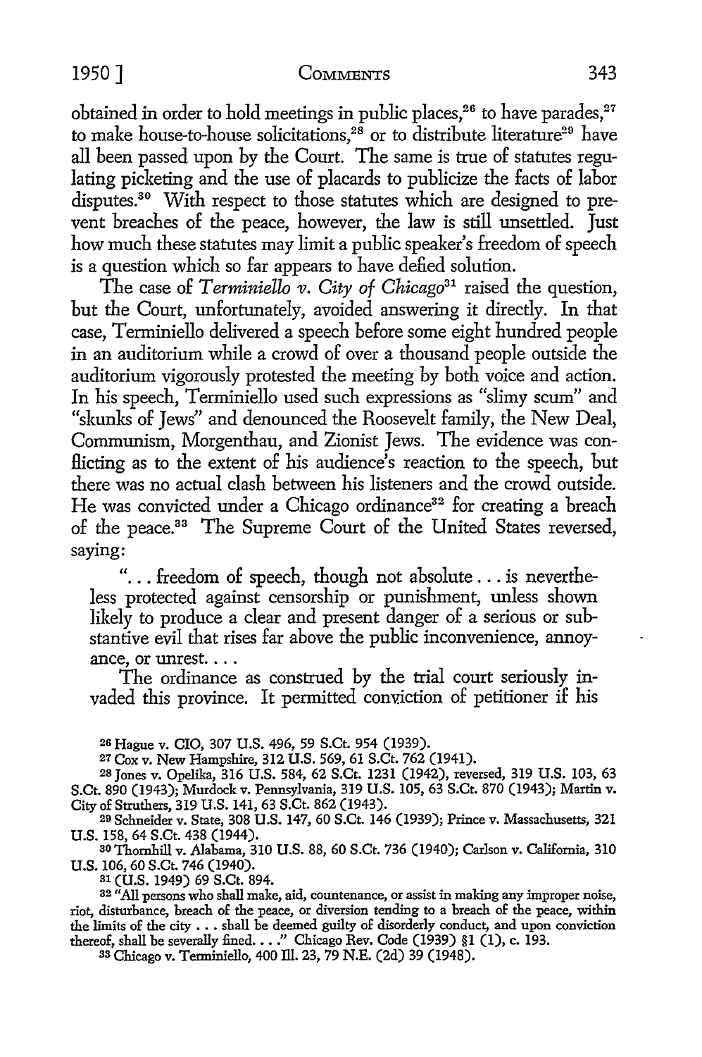obtained in order to hold meetings in public places,[26] to have parades,[27] to make house-to-house solicitations,[28] or to distribute literature[29] have all been passed upon by the Court. The same is true of statutes regulating picketing and the use of placards to publicize the facts of labor disputes.[30] With respect to those statutes which are designed to prevent breaches of the peace, however, the law is still unsettled. Just how much these statutes may limit a public speaker's freedom of speech is a question which so far appears to have defied solution.

The case of *Terminiello v. City of Chicago*[31] raised the question, but the Court, unfortunately, avoided answering it directly. In that case, Terminiello delivered a speech before some eight hundred people in an auditorium while a crowd of over a thousand people outside the auditorium vigorously protested the meeting by both voice and action. In his speech, Terminiello used such expressions as "slimy scum" and "skunks of Jews" and denounced the Roosevelt family, the New Deal, Communism, Morgenthau, and Zionist Jews. The evidence was conflicting as to the extent of his audience's reaction to the speech, but there was no actual clash between his listeners and the crowd outside. He was convicted under a Chicago ordinance[32] for creating a breach of the peace.[33] The Supreme Court of the United States reversed, saying:

> "... freedom of speech, though not absolute ... is nevertheless protected against censorship or punishment, unless shown likely to produce a clear and present danger of a serious or substantive evil that rises far above the public inconvenience, annoyance, or unrest. ...
>
> The ordinance as construed by the trial court seriously invaded this province. It permitted conviction of petitioner if his

---

[26] Hague v. CIO, 307 U.S. 496, 59 S.Ct. 954 (1939).

[27] Cox v. New Hampshire, 312 U.S. 569, 61 S.Ct. 762 (1941).

[28] Jones v. Opelika, 316 U.S. 584, 62 S.Ct. 1231 (1942), reversed, 319 U.S. 103, 63 S.Ct. 890 (1943); Murdock v. Pennsylvania, 319 U.S. 105, 63 S.Ct. 870 (1943); Martin v. City of Struthers, 319 U.S. 141, 63 S.Ct. 862 (1943).

[29] Schneider v. State, 308 U.S. 147, 60 S.Ct. 146 (1939); Prince v. Massachusetts, 321 U.S. 158, 64 S.Ct. 438 (1944).

[30] Thornhill v. Alabama, 310 U.S. 88, 60 S.Ct. 736 (1940); Carlson v. California, 310 U.S. 106, 60 S.Ct. 746 (1940).

[31] (U.S. 1949) 69 S.Ct. 894.

[32] "All persons who shall make, aid, countenance, or assist in making any improper noise, riot, disturbance, breach of the peace, or diversion tending to a breach of the peace, within the limits of the city ... shall be deemed guilty of disorderly conduct, and upon conviction thereof, shall be severally fined. ..." Chicago Rev. Code (1939) §1 (1), c. 193.

[33] Chicago v. Terminiello, 400 Ill. 23, 79 N.E. (2d) 39 (1948).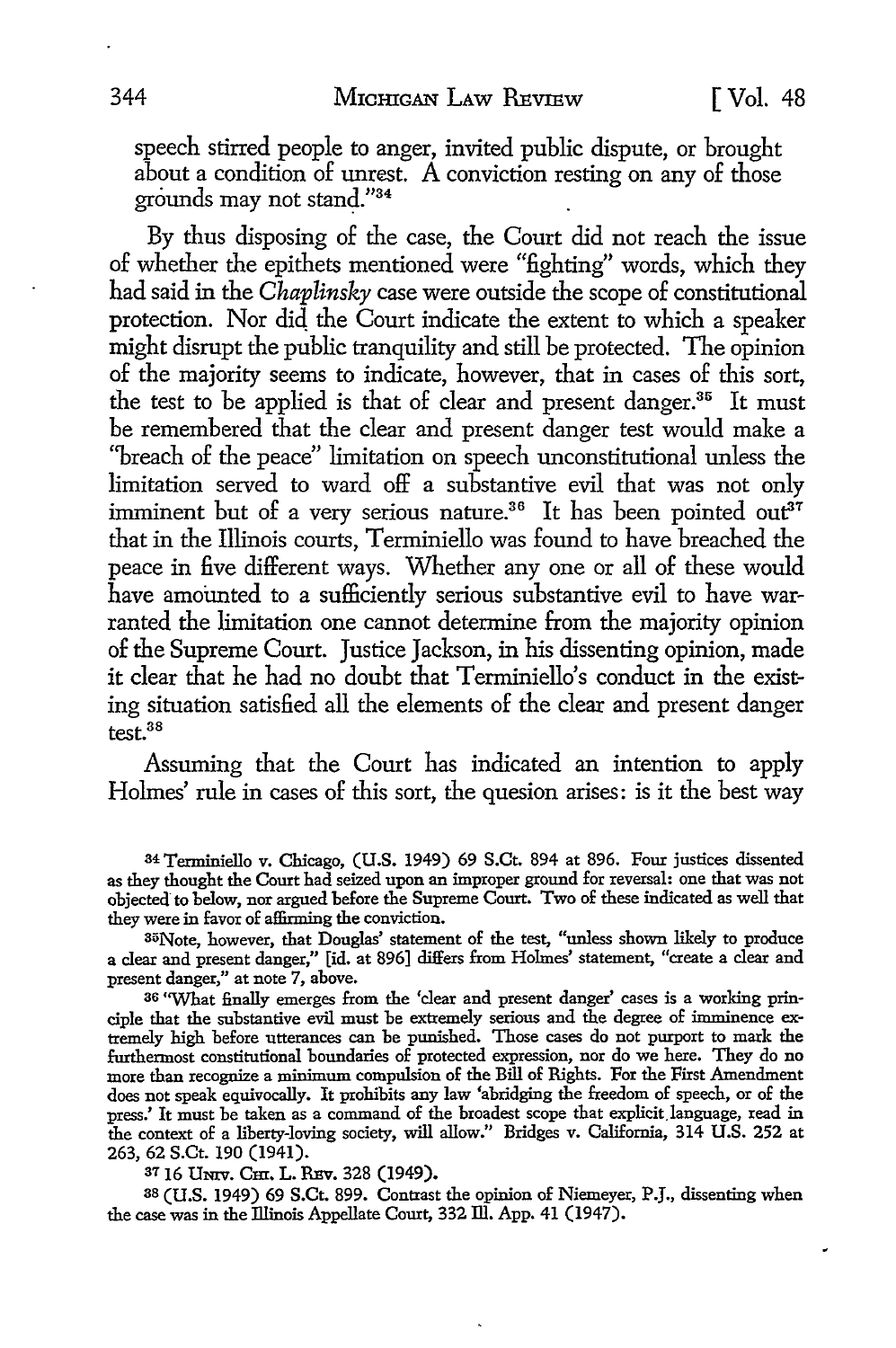speech stirred people to anger, invited public dispute, or brought about a condition of unrest. A conviction resting on any of those grounds may not stand."[34]

By thus disposing of the case, the Court did not reach the issue of whether the epithets mentioned were "fighting" words, which they had said in the *Chaplinsky* case were outside the scope of constitutional protection. Nor did the Court indicate the extent to which a speaker might disrupt the public tranquility and still be protected. The opinion of the majority seems to indicate, however, that in cases of this sort, the test to be applied is that of clear and present danger.[35] It must be remembered that the clear and present danger test would make a "breach of the peace" limitation on speech unconstitutional unless the limitation served to ward off a substantive evil that was not only imminent but of a very serious nature.[36] It has been pointed out[37] that in the Illinois courts, Terminiello was found to have breached the peace in five different ways. Whether any one or all of these would have amounted to a sufficiently serious substantive evil to have warranted the limitation one cannot determine from the majority opinion of the Supreme Court. Justice Jackson, in his dissenting opinion, made it clear that he had no doubt that Terminiello's conduct in the existing situation satisfied all the elements of the clear and present danger test.[38]

Assuming that the Court has indicated an intention to apply Holmes' rule in cases of this sort, the quesion arises: is it the best way

---

[34] Terminiello v. Chicago, (U.S. 1949) 69 S.Ct. 894 at 896. Four justices dissented as they thought the Court had seized upon an improper ground for reversal: one that was not objected to below, nor argued before the Supreme Court. Two of these indicated as well that they were in favor of affirming the conviction.

[35] Note, however, that Douglas' statement of the test, "unless shown likely to produce a clear and present danger," [id. at 896] differs from Holmes' statement, "create a clear and present danger," at note 7, above.

[36] "What finally emerges from the 'clear and present danger' cases is a working principle that the substantive evil must be extremely serious and the degree of imminence extremely high before utterances can be punished. Those cases do not purport to mark the furthermost constitutional boundaries of protected expression, nor do we here. They do no more than recognize a minimum compulsion of the Bill of Rights. For the First Amendment does not speak equivocally. It prohibits any law 'abridging the freedom of speech, or of the press.' It must be taken as a command of the broadest scope that explicit language, read in the context of a liberty-loving society, will allow." Bridges v. California, 314 U.S. 252 at 263, 62 S.Ct. 190 (1941).

[37] 16 Univ. Chi. L. Rev. 328 (1949).

[38] (U.S. 1949) 69 S.Ct. 899. Contrast the opinion of Niemeyer, P.J., dissenting when the case was in the Illinois Appellate Court, 332 Ill. App. 41 (1947).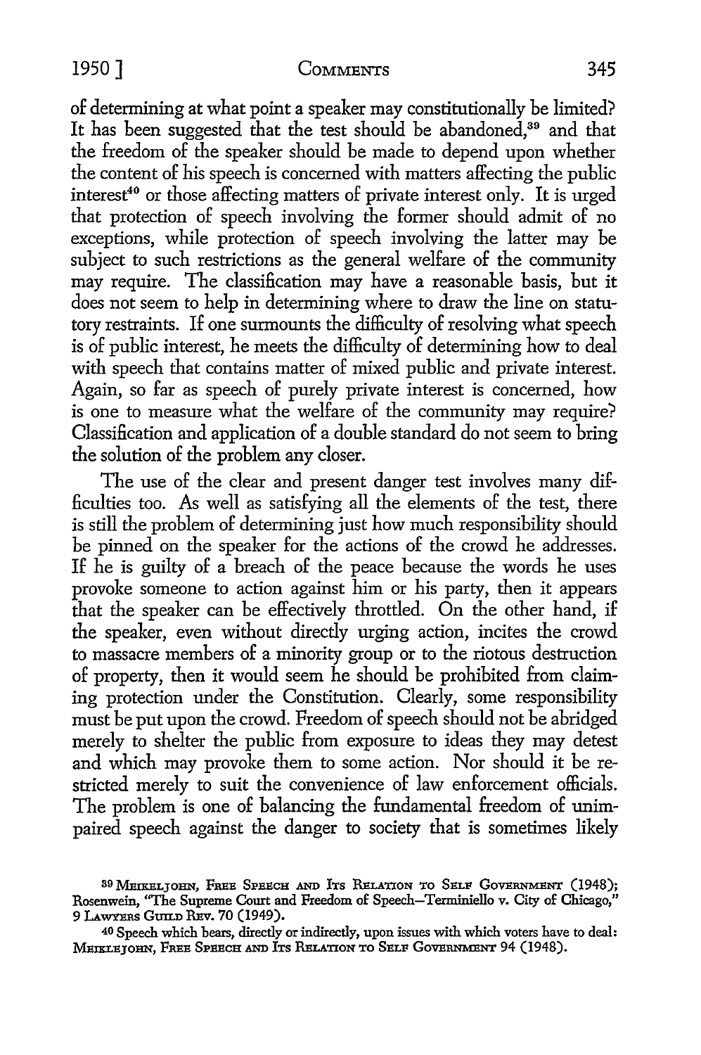of determining at what point a speaker may constitutionally be limited? It has been suggested that the test should be abandoned,[39] and that the freedom of the speaker should be made to depend upon whether the content of his speech is concerned with matters affecting the public interest[40] or those affecting matters of private interest only. It is urged that protection of speech involving the former should admit of no exceptions, while protection of speech involving the latter may be subject to such restrictions as the general welfare of the community may require. The classification may have a reasonable basis, but it does not seem to help in determining where to draw the line on statutory restraints. If one surmounts the difficulty of resolving what speech is of public interest, he meets the difficulty of determining how to deal with speech that contains matter of mixed public and private interest. Again, so far as speech of purely private interest is concerned, how is one to measure what the welfare of the community may require? Classification and application of a double standard do not seem to bring the solution of the problem any closer.

The use of the clear and present danger test involves many difficulties too. As well as satisfying all the elements of the test, there is still the problem of determining just how much responsibility should be pinned on the speaker for the actions of the crowd he addresses. If he is guilty of a breach of the peace because the words he uses provoke someone to action against him or his party, then it appears that the speaker can be effectively throttled. On the other hand, if the speaker, even without directly urging action, incites the crowd to massacre members of a minority group or to the riotous destruction of property, then it would seem he should be prohibited from claiming protection under the Constitution. Clearly, some responsibility must be put upon the crowd. Freedom of speech should not be abridged merely to shelter the public from exposure to ideas they may detest and which may provoke them to some action. Nor should it be restricted merely to suit the convenience of law enforcement officials. The problem is one of balancing the fundamental freedom of unimpaired speech against the danger to society that is sometimes likely

[39] MEIKLEJOHN, FREE SPEECH AND ITS RELATION TO SELF GOVERNMENT (1948); Rosenwein, "The Supreme Court and Freedom of Speech—Terminiello v. City of Chicago," 9 LAWYERS GUILD REV. 70 (1949).

[40] Speech which bears, directly or indirectly, upon issues with which voters have to deal: MEIKLEJOHN, FREE SPEECH AND ITS RELATION TO SELF GOVERNMENT 94 (1948).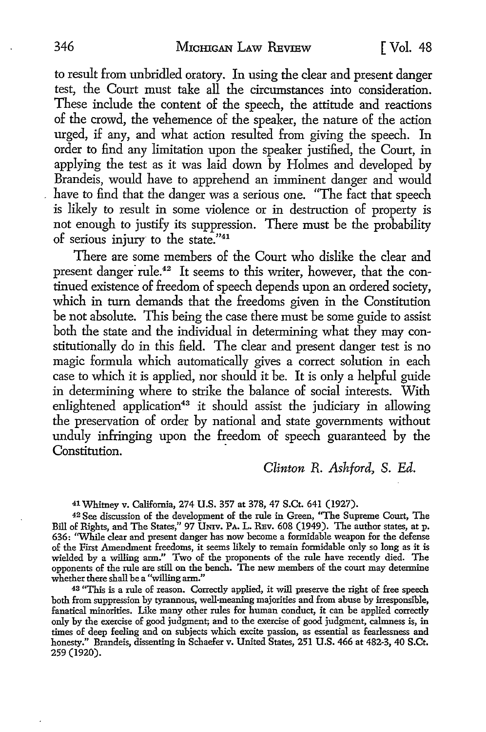to result from unbridled oratory. In using the clear and present danger test, the Court must take all the circumstances into consideration. These include the content of the speech, the attitude and reactions of the crowd, the vehemence of the speaker, the nature of the action urged, if any, and what action resulted from giving the speech. In order to find any limitation upon the speaker justified, the Court, in applying the test as it was laid down by Holmes and developed by Brandeis, would have to apprehend an imminent danger and would have to find that the danger was a serious one. "The fact that speech is likely to result in some violence or in destruction of property is not enough to justify its suppression. There must be the probability of serious injury to the state."[41]

There are some members of the Court who dislike the clear and present danger rule.[42] It seems to this writer, however, that the continued existence of freedom of speech depends upon an ordered society, which in turn demands that the freedoms given in the Constitution be not absolute. This being the case there must be some guide to assist both the state and the individual in determining what they may constitutionally do in this field. The clear and present danger test is no magic formula which automatically gives a correct solution in each case to which it is applied, nor should it be. It is only a helpful guide in determining where to strike the balance of social interests. With enlightened application[43] it should assist the judiciary in allowing the preservation of order by national and state governments without unduly infringing upon the freedom of speech guaranteed by the Constitution.

*Clinton R. Ashford, S. Ed.*

---

[41] Whitney v. California, 274 U.S. 357 at 378, 47 S.Ct. 641 (1927).

[42] See discussion of the development of the rule in Green, "The Supreme Court, The Bill of Rights, and The States," 97 Univ. Pa. L. Rev. 608 (1949). The author states, at p. 636: "While clear and present danger has now become a formidable weapon for the defense of the First Amendment freedoms, it seems likely to remain formidable only so long as it is wielded by a willing arm." Two of the proponents of the rule have recently died. The opponents of the rule are still on the bench. The new members of the court may determine whether there shall be a "willing arm."

[43] "This is a rule of reason. Correctly applied, it will preserve the right of free speech both from suppression by tyrannous, well-meaning majorities and from abuse by irresponsible, fanatical minorities. Like many other rules for human conduct, it can be applied correctly only by the exercise of good judgment; and to the exercise of good judgment, calmness is, in times of deep feeling and on subjects which excite passion, as essential as fearlessness and honesty." Brandeis, dissenting in Schaefer v. United States, 251 U.S. 466 at 482-3, 40 S.Ct. 259 (1920).